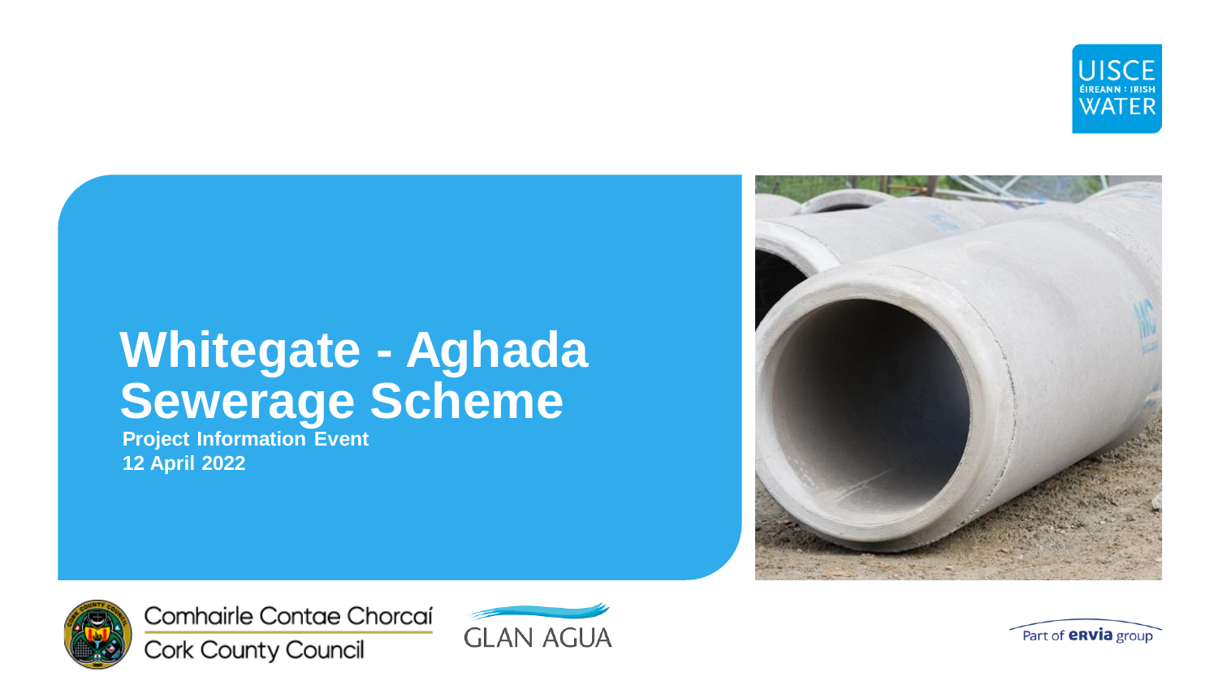# Whitegate - Aghada Sewerage Scheme

**Project Information Event**
**12 April 2022**

UISCE ÉIREANN : IRISH WATER

Comhairle Contae Chorcaí
Cork County Council

GLAN AGUA

Part of ervia group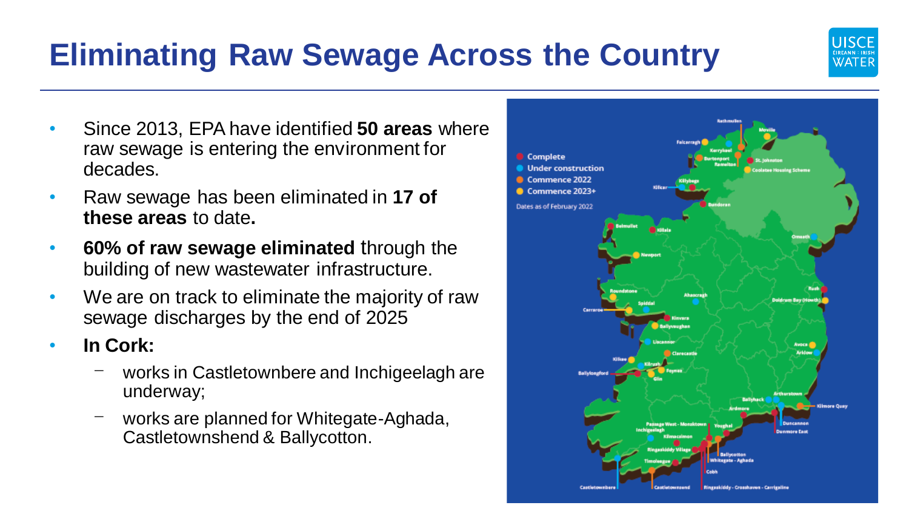# Eliminating Raw Sewage Across the Country

- Since 2013, EPA have identified **50 areas** where raw sewage is entering the environment for decades.
- Raw sewage has been eliminated in **17 of these areas** to date**.**
- **60% of raw sewage eliminated** through the building of new wastewater infrastructure.
- We are on track to eliminate the majority of raw sewage discharges by the end of 2025
- **In Cork:**
  - works in Castletownbere and Inchigeelagh are underway;
  - works are planned for Whitegate-Aghada, Castletownshend & Ballycotton.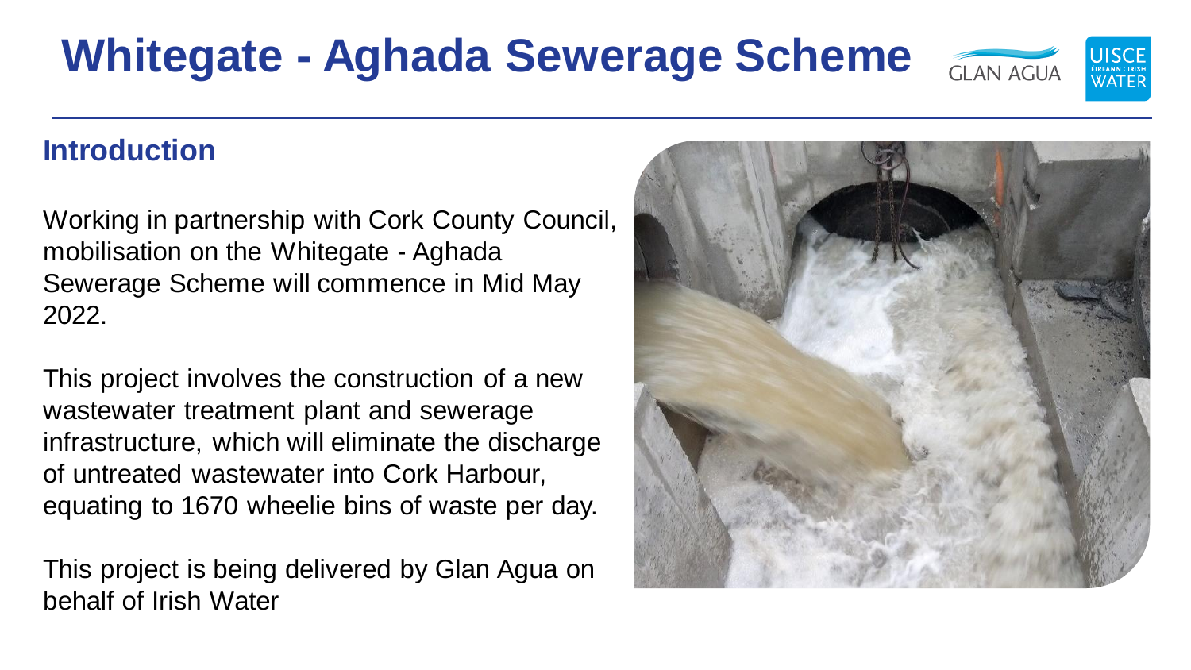# Whitegate - Aghada Sewerage Scheme

## Introduction

Working in partnership with Cork County Council, mobilisation on the Whitegate - Aghada Sewerage Scheme will commence in Mid May 2022.

This project involves the construction of a new wastewater treatment plant and sewerage infrastructure, which will eliminate the discharge of untreated wastewater into Cork Harbour, equating to 1670 wheelie bins of waste per day.

This project is being delivered by Glan Agua on behalf of Irish Water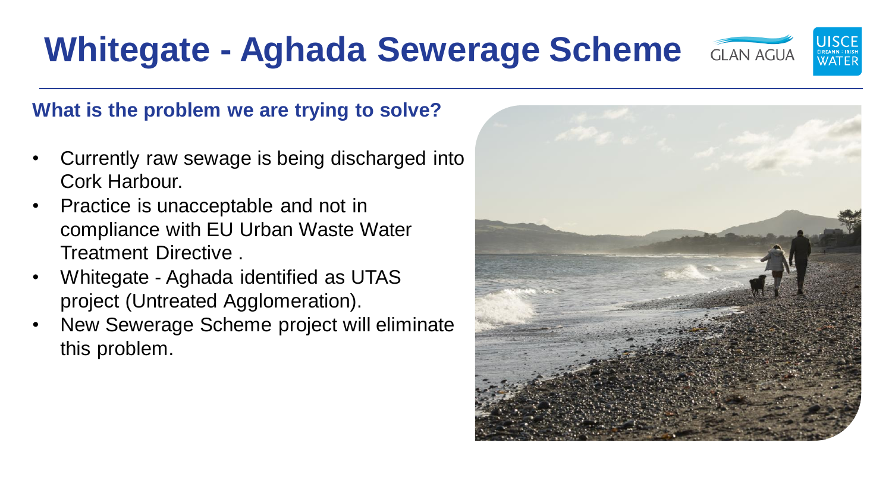# Whitegate - Aghada Sewerage Scheme

## What is the problem we are trying to solve?

- Currently raw sewage is being discharged into Cork Harbour.
- Practice is unacceptable and not in compliance with EU Urban Waste Water Treatment Directive .
- Whitegate - Aghada identified as UTAS project (Untreated Agglomeration).
- New Sewerage Scheme project will eliminate this problem.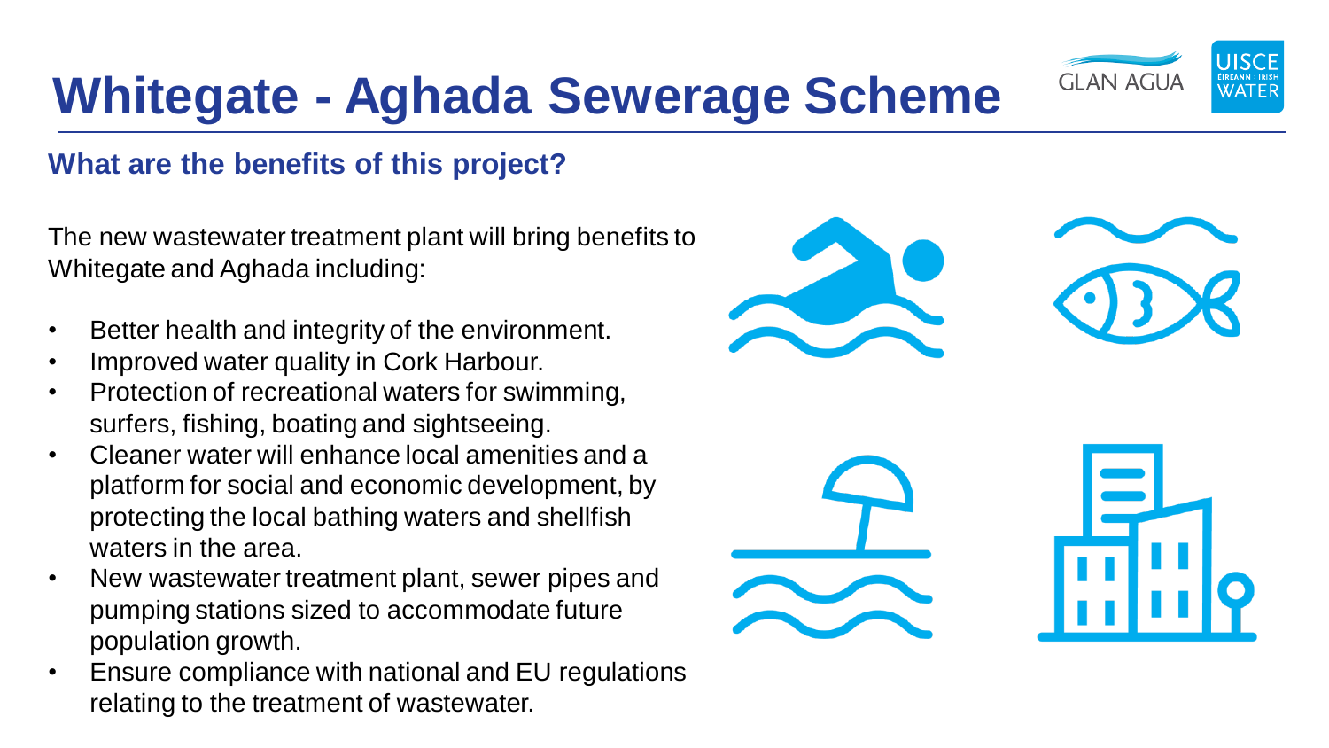# Whitegate - Aghada Sewerage Scheme

## What are the benefits of this project?

The new wastewater treatment plant will bring benefits to Whitegate and Aghada including:

- Better health and integrity of the environment.
- Improved water quality in Cork Harbour.
- Protection of recreational waters for swimming, surfers, fishing, boating and sightseeing.
- Cleaner water will enhance local amenities and a platform for social and economic development, by protecting the local bathing waters and shellfish waters in the area.
- New wastewater treatment plant, sewer pipes and pumping stations sized to accommodate future population growth.
- Ensure compliance with national and EU regulations relating to the treatment of wastewater.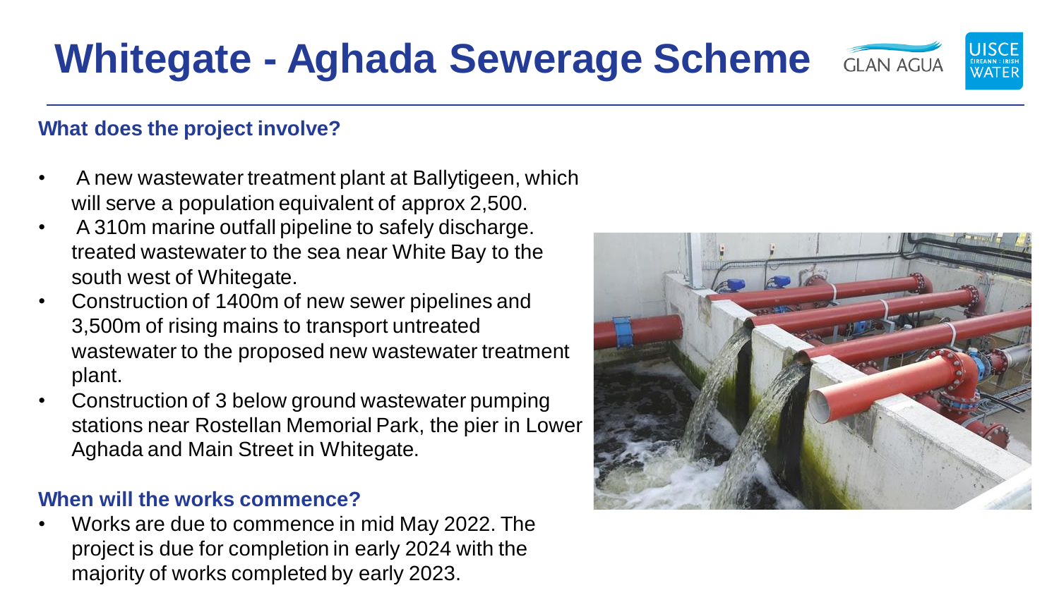# Whitegate - Aghada Sewerage Scheme

### What does the project involve?

- A new wastewater treatment plant at Ballytigeen, which will serve a population equivalent of approx 2,500.
- A 310m marine outfall pipeline to safely discharge. treated wastewater to the sea near White Bay to the south west of Whitegate.
- Construction of 1400m of new sewer pipelines and 3,500m of rising mains to transport untreated wastewater to the proposed new wastewater treatment plant.
- Construction of 3 below ground wastewater pumping stations near Rostellan Memorial Park, the pier in Lower Aghada and Main Street in Whitegate.

### When will the works commence?

- Works are due to commence in mid May 2022. The project is due for completion in early 2024 with the majority of works completed by early 2023.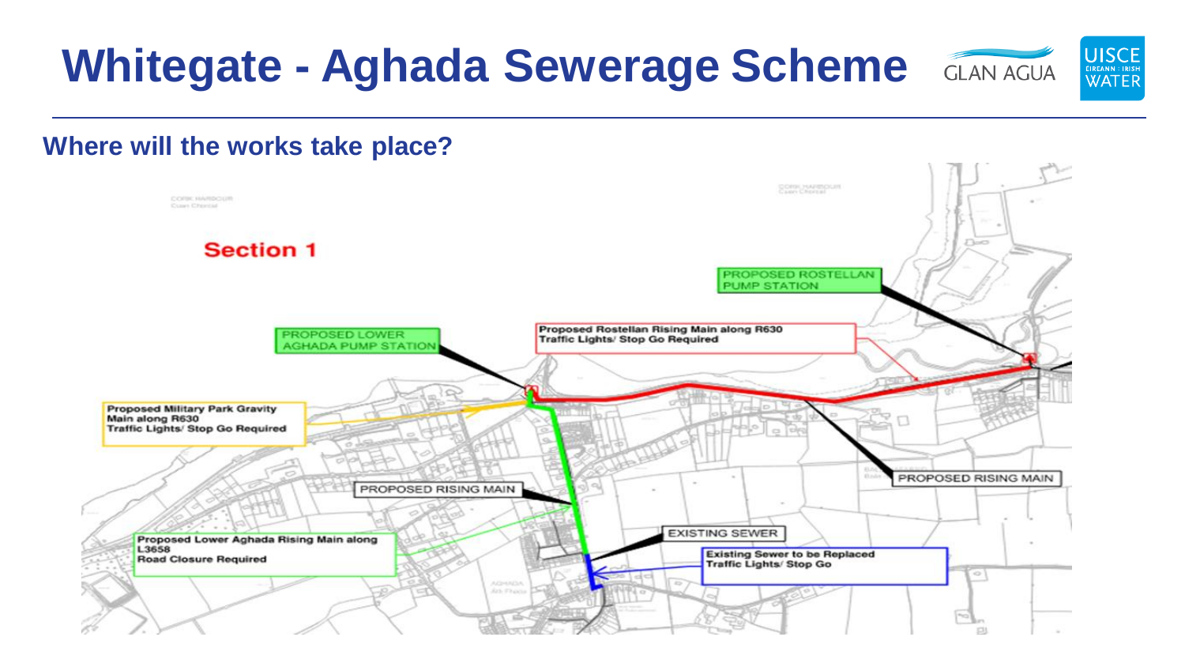# Whitegate - Aghada Sewerage Scheme

GLAN AGUA

UISCE ÉIREANN : IRISH WATER

## Where will the works take place?

Section 1

PROPOSED ROSTELLAN PUMP STATION

Proposed Rostellan Rising Main along R630
Traffic Lights/ Stop Go Required

PROPOSED LOWER AGHADA PUMP STATION

Proposed Military Park Gravity Main along R630
Traffic Lights/ Stop Go Required

PROPOSED RISING MAIN

PROPOSED RISING MAIN

EXISTING SEWER

Proposed Lower Aghada Rising Main along L3658
Road Closure Required

Existing Sewer to be Replaced
Traffic Lights/ Stop Go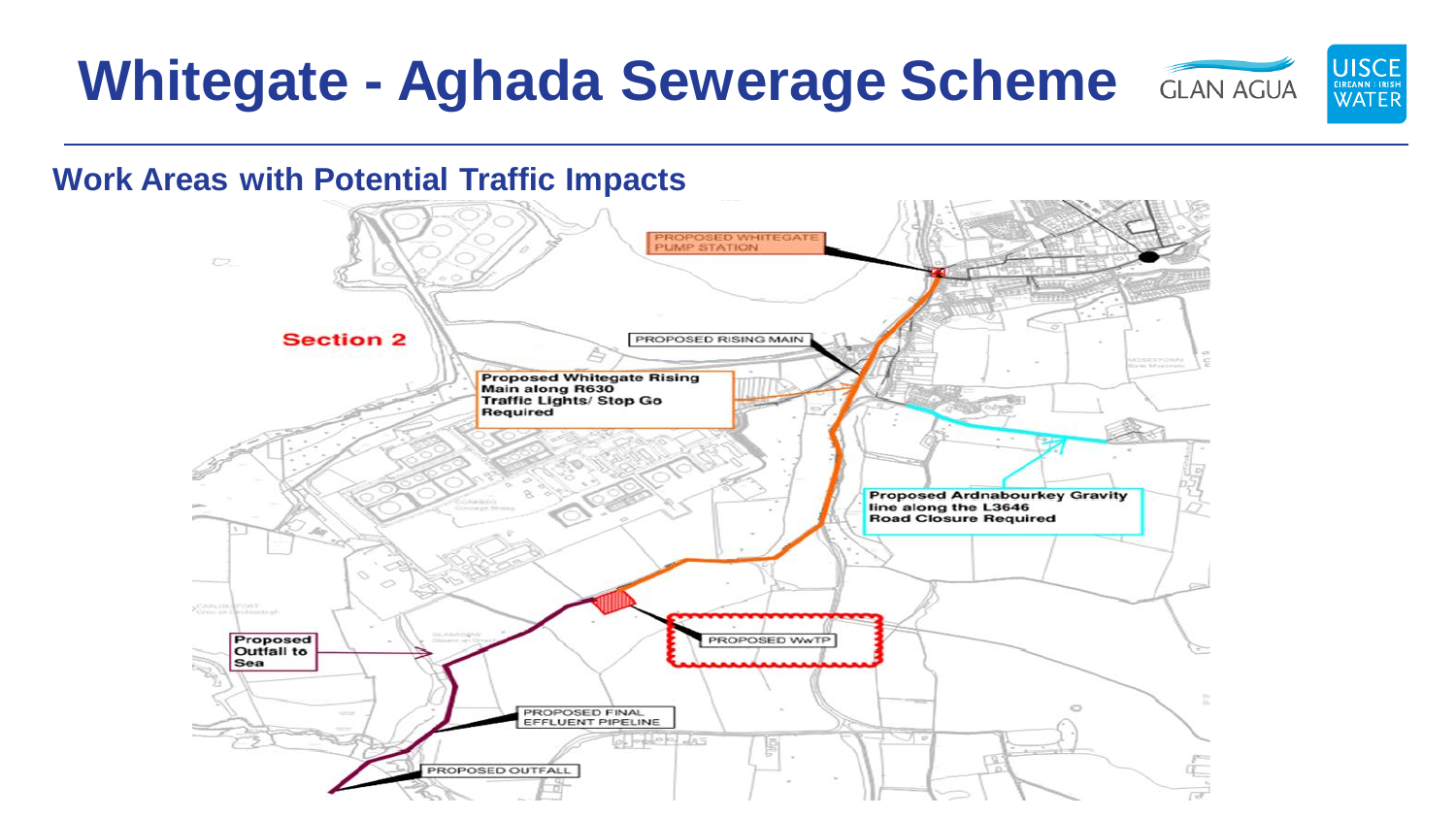# Whitegate - Aghada Sewerage Scheme

GLAN AGUA

UISCE ÉIREANN : IRISH WATER

## Work Areas with Potential Traffic Impacts

Section 2

PROPOSED WHITEGATE PUMP STATION

PROPOSED RISING MAIN

**Proposed Whitegate Rising Main along R630 Traffic Lights/ Stop Go Required**

**Proposed Ardnabourkey Gravity line along the L3646 Road Closure Required**

PROPOSED WwTP

**Proposed Outfall to Sea**

PROPOSED FINAL EFFLUENT PIPELINE

PROPOSED OUTFALL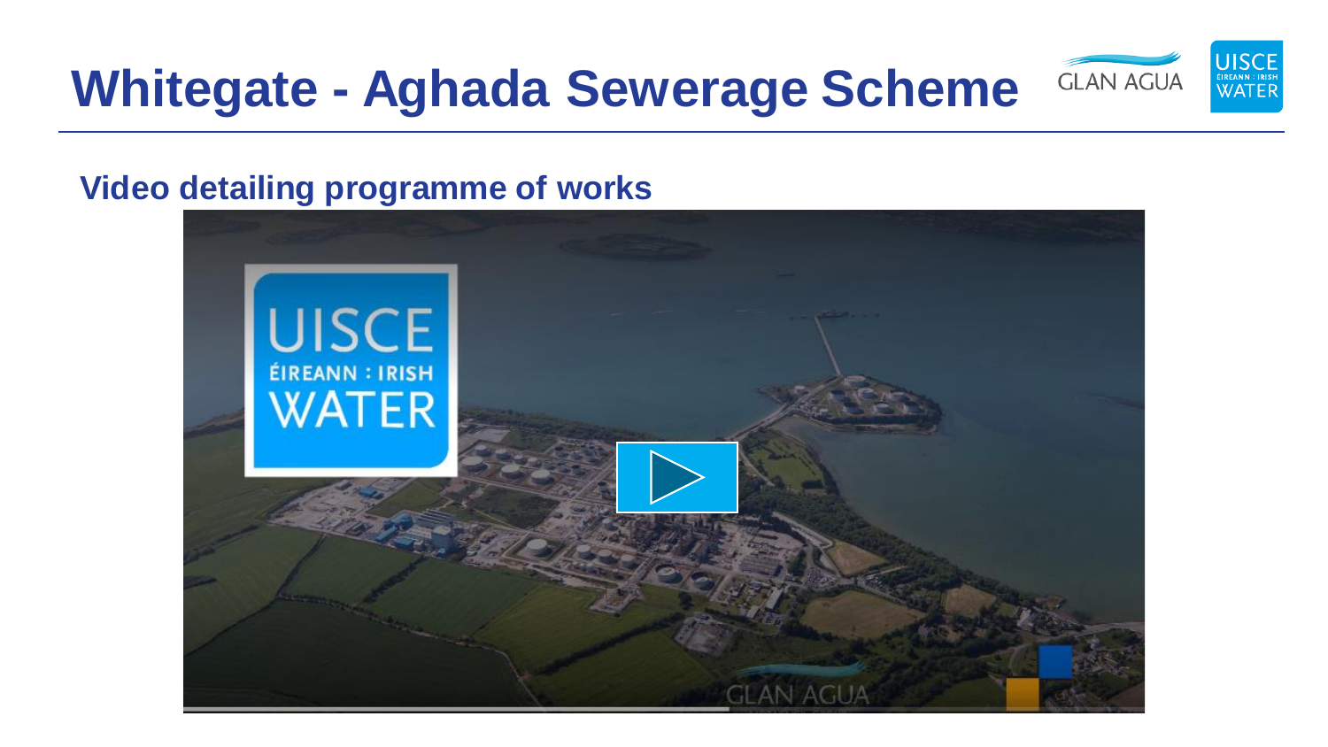# Whitegate - Aghada Sewerage Scheme

**Video detailing programme of works**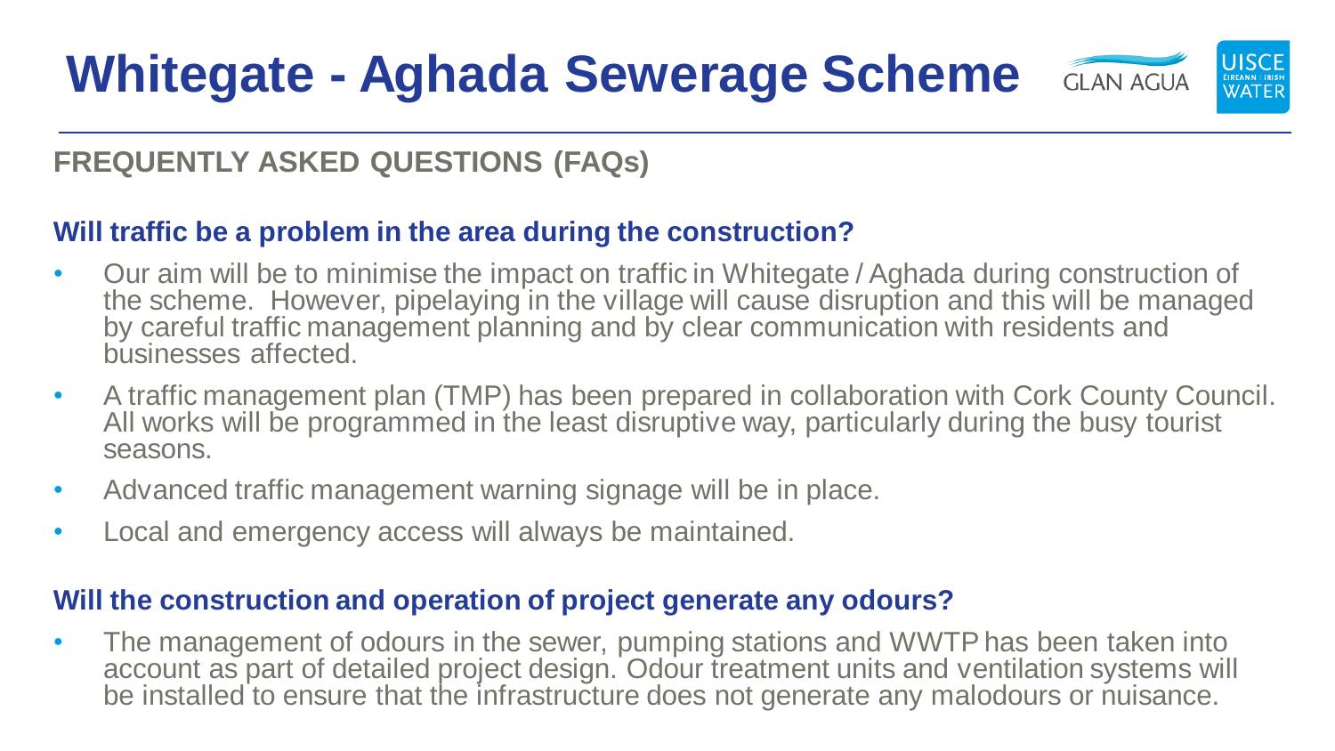# Whitegate - Aghada Sewerage Scheme

## FREQUENTLY ASKED QUESTIONS (FAQs)

### Will traffic be a problem in the area during the construction?

- Our aim will be to minimise the impact on traffic in Whitegate / Aghada during construction of the scheme. However, pipelaying in the village will cause disruption and this will be managed by careful traffic management planning and by clear communication with residents and businesses affected.
- A traffic management plan (TMP) has been prepared in collaboration with Cork County Council. All works will be programmed in the least disruptive way, particularly during the busy tourist seasons.
- Advanced traffic management warning signage will be in place.
- Local and emergency access will always be maintained.

### Will the construction and operation of project generate any odours?

- The management of odours in the sewer, pumping stations and WWTP has been taken into account as part of detailed project design. Odour treatment units and ventilation systems will be installed to ensure that the infrastructure does not generate any malodours or nuisance.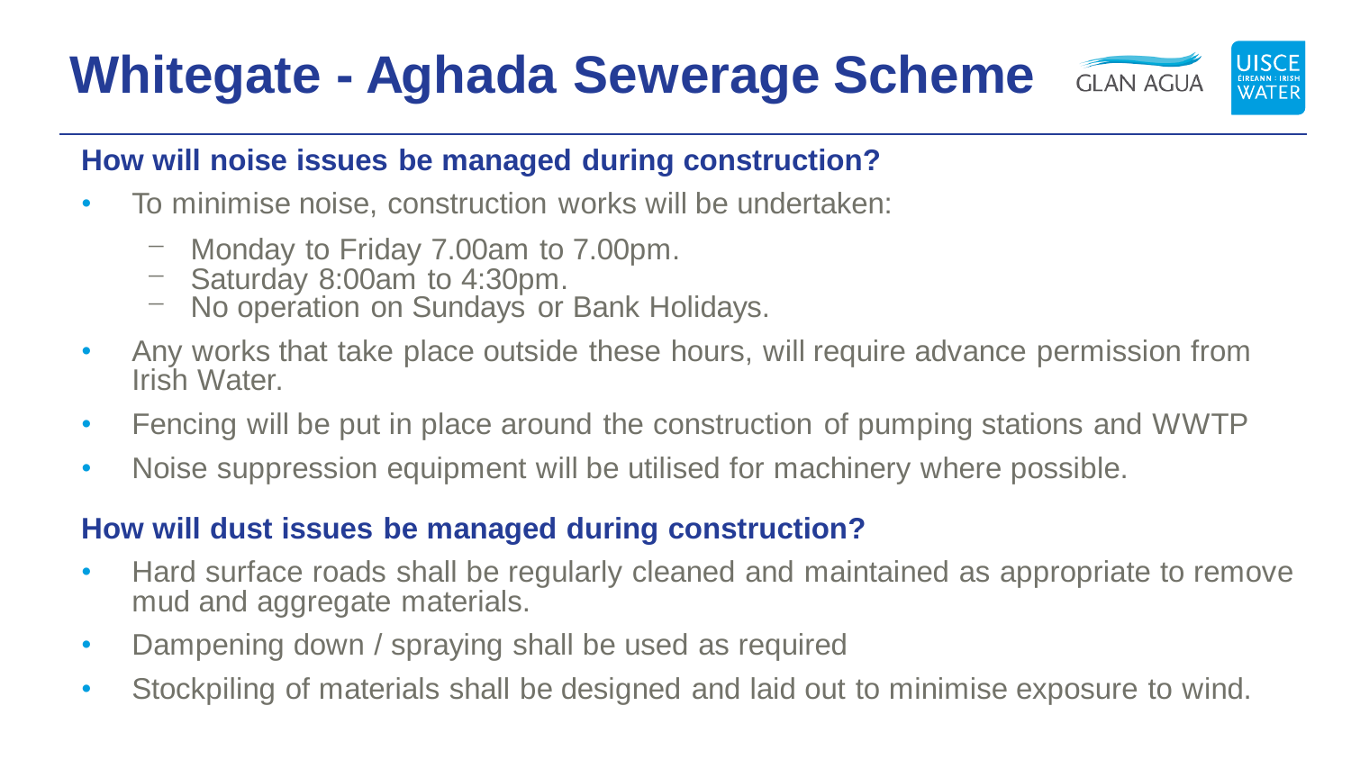# Whitegate - Aghada Sewerage Scheme

GLAN AGUA

UISCE ÉIREANN : IRISH WATER

### How will noise issues be managed during construction?

- To minimise noise, construction works will be undertaken:
  - Monday to Friday 7.00am to 7.00pm.
  - Saturday 8:00am to 4:30pm.
  - No operation on Sundays or Bank Holidays.
- Any works that take place outside these hours, will require advance permission from Irish Water.
- Fencing will be put in place around the construction of pumping stations and WWTP
- Noise suppression equipment will be utilised for machinery where possible.

### How will dust issues be managed during construction?

- Hard surface roads shall be regularly cleaned and maintained as appropriate to remove mud and aggregate materials.
- Dampening down / spraying shall be used as required
- Stockpiling of materials shall be designed and laid out to minimise exposure to wind.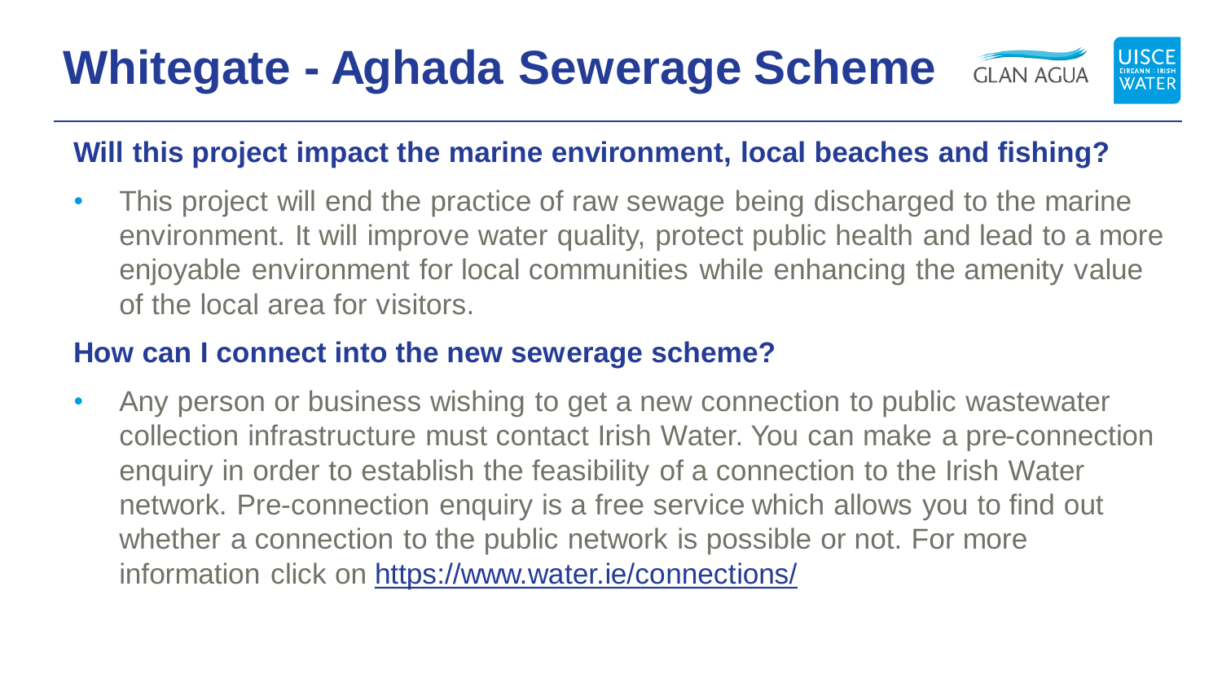# Whitegate - Aghada Sewerage Scheme

## Will this project impact the marine environment, local beaches and fishing?

- This project will end the practice of raw sewage being discharged to the marine environment. It will improve water quality, protect public health and lead to a more enjoyable environment for local communities while enhancing the amenity value of the local area for visitors.

## How can I connect into the new sewerage scheme?

- Any person or business wishing to get a new connection to public wastewater collection infrastructure must contact Irish Water. You can make a pre-connection enquiry in order to establish the feasibility of a connection to the Irish Water network. Pre-connection enquiry is a free service which allows you to find out whether a connection to the public network is possible or not. For more information click on [https://www.water.ie/connections/](https://www.water.ie/connections/)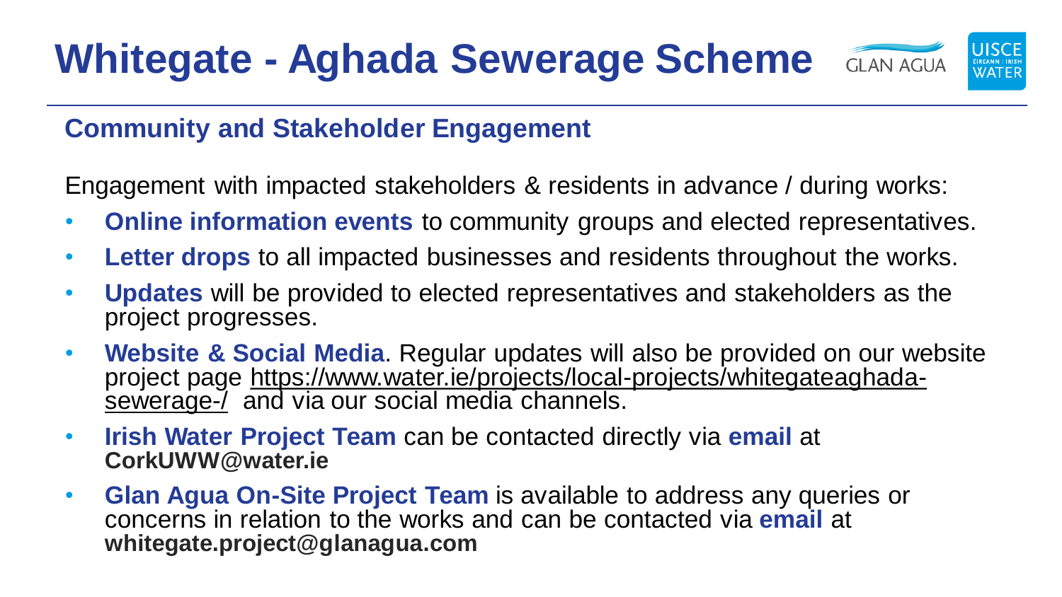# Whitegate - Aghada Sewerage Scheme

GLAN AGUA

UISCE ÉIREANN : IRISH WATER

## Community and Stakeholder Engagement

Engagement with impacted stakeholders & residents in advance / during works:

- **Online information events** to community groups and elected representatives.
- **Letter drops** to all impacted businesses and residents throughout the works.
- **Updates** will be provided to elected representatives and stakeholders as the project progresses.
- **Website & Social Media**. Regular updates will also be provided on our website project page https://www.water.ie/projects/local-projects/whitegateaghada-sewerage-/ and via our social media channels.
- **Irish Water Project Team** can be contacted directly via **email** at **CorkUWW@water.ie**
- **Glan Agua On-Site Project Team** is available to address any queries or concerns in relation to the works and can be contacted via **email** at **whitegate.project@glanagua.com**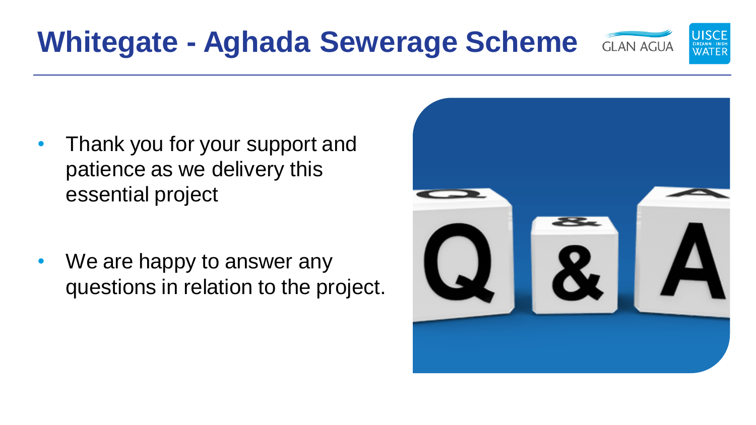# Whitegate - Aghada Sewerage Scheme

- Thank you for your support and patience as we delivery this essential project

- We are happy to answer any questions in relation to the project.